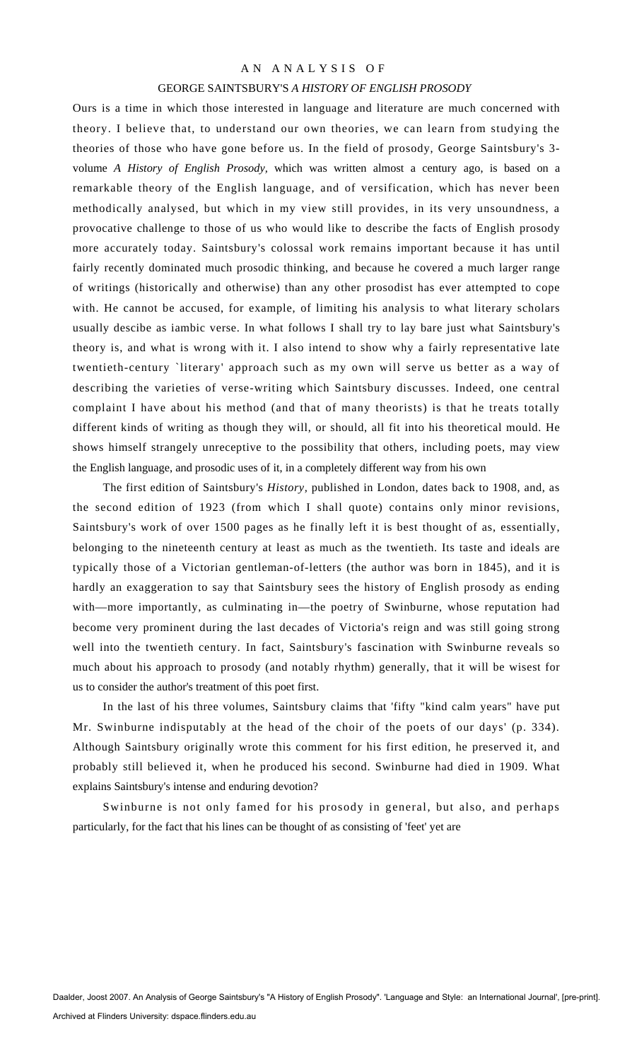# AN ANALYSIS OF

## GEORGE SAINTSBURY'S *A HISTORY OF ENGLISH PROSODY*

Ours is a time in which those interested in language and literature are much concerned with theory. I believe that, to understand our own theories, we can learn from studying the theories of those who have gone before us. In the field of prosody, George Saintsbury's 3-volume *A History of English Prosody,* which was written almost a century ago, is based on a remarkable theory of the English language, and of versification, which has never been methodically analysed, but which in my view still provides, in its very unsoundness, a provocative challenge to those of us who would like to describe the facts of English prosody more accurately today. Saintsbury's colossal work remains important because it has until fairly recently dominated much prosodic thinking, and because he covered a much larger range of writings (historically and otherwise) than any other prosodist has ever attempted to cope with. He cannot be accused, for example, of limiting his analysis to what literary scholars usually descibe as iambic verse. In what follows I shall try to lay bare just what Saintsbury's theory is, and what is wrong with it. I also intend to show why a fairly representative late twentieth-century `literary' approach such as my own will serve us better as a way of describing the varieties of verse-writing which Saintsbury discusses. Indeed, one central complaint I have about his method (and that of many theorists) is that he treats totally different kinds of writing as though they will, or should, all fit into his theoretical mould. He shows himself strangely unreceptive to the possibility that others, including poets, may view the English language, and prosodic uses of it, in a completely different way from his own

The first edition of Saintsbury's *History,* published in London, dates back to 1908, and, as the second edition of 1923 (from which I shall quote) contains only minor revisions, Saintsbury's work of over 1500 pages as he finally left it is best thought of as, essentially, belonging to the nineteenth century at least as much as the twentieth. Its taste and ideals are typically those of a Victorian gentleman-of-letters (the author was born in 1845), and it is hardly an exaggeration to say that Saintsbury sees the history of English prosody as ending with—more importantly, as culminating in—the poetry of Swinburne, whose reputation had become very prominent during the last decades of Victoria's reign and was still going strong well into the twentieth century. In fact, Saintsbury's fascination with Swinburne reveals so much about his approach to prosody (and notably rhythm) generally, that it will be wisest for us to consider the author's treatment of this poet first.

In the last of his three volumes, Saintsbury claims that 'fifty "kind calm years" have put Mr. Swinburne indisputably at the head of the choir of the poets of our days' (p. 334). Although Saintsbury originally wrote this comment for his first edition, he preserved it, and probably still believed it, when he produced his second. Swinburne had died in 1909. What explains Saintsbury's intense and enduring devotion?

Swinburne is not only famed for his prosody in general, but also, and perhaps particularly, for the fact that his lines can be thought of as consisting of 'feet' yet are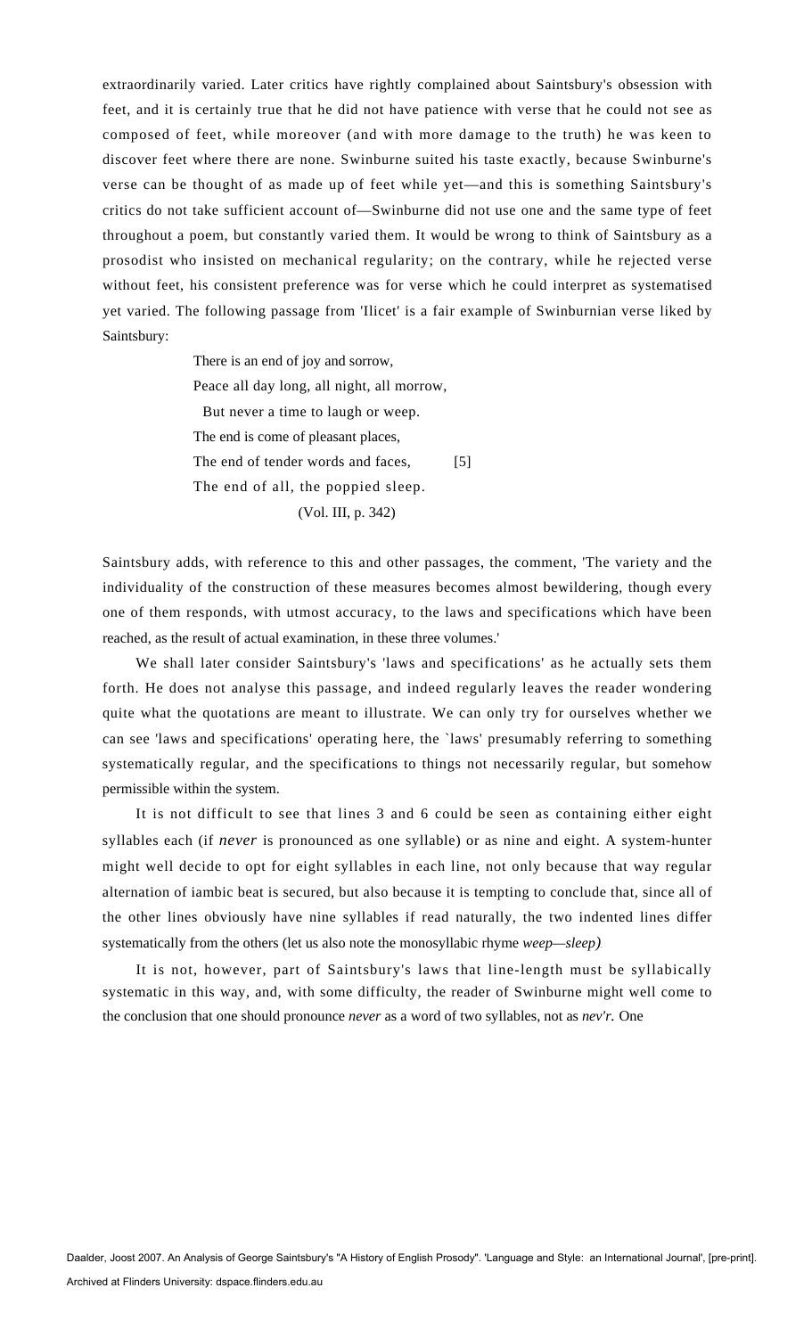extraordinarily varied. Later critics have rightly complained about Saintsbury's obsession with feet, and it is certainly true that he did not have patience with verse that he could not see as composed of feet, while moreover (and with more damage to the truth) he was keen to discover feet where there are none. Swinburne suited his taste exactly, because Swinburne's verse can be thought of as made up of feet while yet—and this is something Saintsbury's critics do not take sufficient account of—Swinburne did not use one and the same type of feet throughout a poem, but constantly varied them. It would be wrong to think of Saintsbury as a prosodist who insisted on mechanical regularity; on the contrary, while he rejected verse without feet, his consistent preference was for verse which he could interpret as systematised yet varied. The following passage from 'Ilicet' is a fair example of Swinburnian verse liked by Saintsbury:

> There is an end of joy and sorrow,
> Peace all day long, all night, all morrow,
>   But never a time to laugh or weep.
> The end is come of pleasant places,
> The end of tender words and faces, [5]
> The end of all, the poppied sleep.
>
> (Vol. III, p. 342)

Saintsbury adds, with reference to this and other passages, the comment, 'The variety and the individuality of the construction of these measures becomes almost bewildering, though every one of them responds, with utmost accuracy, to the laws and specifications which have been reached, as the result of actual examination, in these three volumes.'

We shall later consider Saintsbury's 'laws and specifications' as he actually sets them forth. He does not analyse this passage, and indeed regularly leaves the reader wondering quite what the quotations are meant to illustrate. We can only try for ourselves whether we can see 'laws and specifications' operating here, the `laws' presumably referring to something systematically regular, and the specifications to things not necessarily regular, but somehow permissible within the system.

It is not difficult to see that lines 3 and 6 could be seen as containing either eight syllables each (if *never* is pronounced as one syllable) or as nine and eight. A system-hunter might well decide to opt for eight syllables in each line, not only because that way regular alternation of iambic beat is secured, but also because it is tempting to conclude that, since all of the other lines obviously have nine syllables if read naturally, the two indented lines differ systematically from the others (let us also note the monosyllabic rhyme *weep—sleep)*.

It is not, however, part of Saintsbury's laws that line-length must be syllabically systematic in this way, and, with some difficulty, the reader of Swinburne might well come to the conclusion that one should pronounce *never* as a word of two syllables, not as *nev'r.* One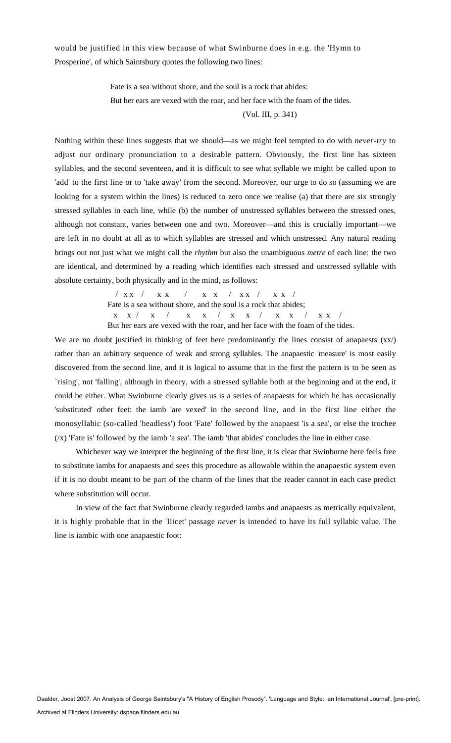would be justified in this view because of what Swinburne does in e.g. the 'Hymn to Prosperine', of which Saintsbury quotes the following two lines:

> Fate is a sea without shore, and the soul is a rock that abides:
> But her ears are vexed with the roar, and her face with the foam of the tides.
>
> (Vol. III, p. 341)

Nothing within these lines suggests that we should—as we might feel tempted to do with *never-try* to adjust our ordinary pronunciation to a desirable pattern. Obviously, the first line has sixteen syllables, and the second seventeen, and it is difficult to see what syllable we might be called upon to 'add' to the first line or to 'take away' from the second. Moreover, our urge to do so (assuming we are looking for a system within the lines) is reduced to zero once we realise (a) that there are six strongly stressed syllables in each line, while (b) the number of unstressed syllables between the stressed ones, although not constant, varies between one and two. Moreover—and this is crucially important—we are left in no doubt at all as to which syllables are stressed and which unstressed. Any natural reading brings out not just what we might call the *rhythm* but also the unambiguous *metre* of each line: the two are identical, and determined by a reading which identifies each stressed and unstressed syllable with absolute certainty, both physically and in the mind, as follows:

```
 / x x  /    x x    /    x  x   /  x x  /    x x  /
Fate is a sea without shore, and the soul is a rock that abides;
 x   x /   x    /     x    x   /   x    x   /    x   x   /  x x  /
But her ears are vexed with the roar, and her face with the foam of the tides.
```

We are no doubt justified in thinking of feet here predominantly the lines consist of anapaests (xx/) rather than an arbitrary sequence of weak and strong syllables. The anapaestic 'measure' is most easily discovered from the second line, and it is logical to assume that in the first the pattern is to be seen as `rising', not 'falling', although in theory, with a stressed syllable both at the beginning and at the end, it could be either. What Swinburne clearly gives us is a series of anapaests for which he has occasionally 'substituted' other feet: the iamb 'are vexed' in the second line, and in the first line either the monosyllabic (so-called 'headless') foot 'Fate' followed by the anapaest 'is a sea', or else the trochee (/x) 'Fate is' followed by the iamb 'a sea'. The iamb 'that abides' concludes the line in either case.

Whichever way we interpret the beginning of the first line, it is clear that Swinburne here feels free to substitute iambs for anapaests and sees this procedure as allowable within the anapaestic system even if it is no doubt meant to be part of the charm of the lines that the reader cannot in each case predict where substitution will occur.

In view of the fact that Swinburne clearly regarded iambs and anapaests as metrically equivalent, it is highly probable that in the 'Ilicet' passage *never* is intended to have its full syllabic value. The line is iambic with one anapaestic foot: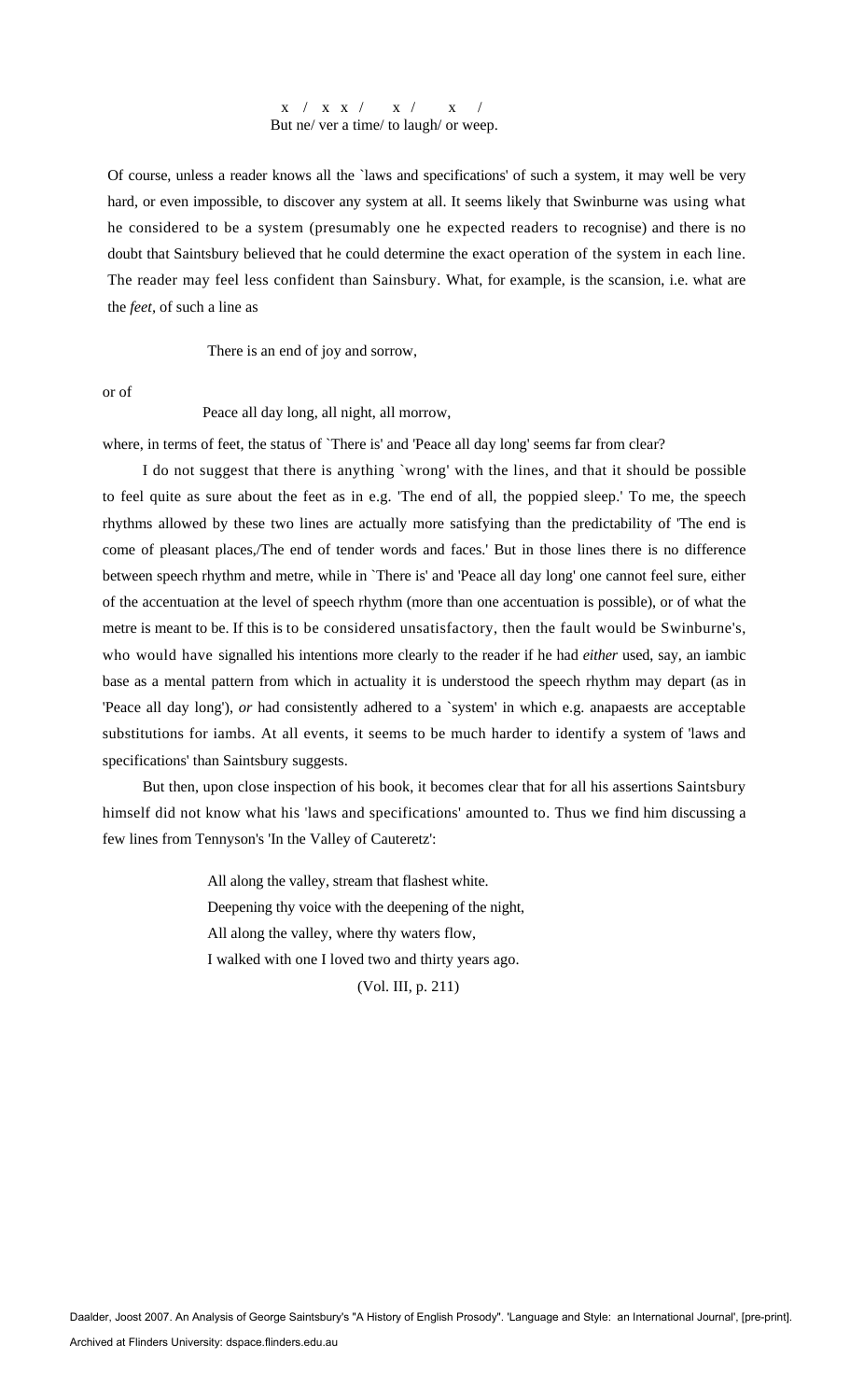```
x  /  x  x  /     x  /      x    /
But ne/ ver a time/ to laugh/ or weep.
```

Of course, unless a reader knows all the `laws and specifications' of such a system, it may well be very hard, or even impossible, to discover any system at all. It seems likely that Swinburne was using what he considered to be a system (presumably one he expected readers to recognise) and there is no doubt that Saintsbury believed that he could determine the exact operation of the system in each line. The reader may feel less confident than Sainsbury. What, for example, is the scansion, i.e. what are the *feet*, of such a line as

> There is an end of joy and sorrow,

or of

> Peace all day long, all night, all morrow,

where, in terms of feet, the status of `There is' and 'Peace all day long' seems far from clear?

I do not suggest that there is anything `wrong' with the lines, and that it should be possible to feel quite as sure about the feet as in e.g. 'The end of all, the poppied sleep.' To me, the speech rhythms allowed by these two lines are actually more satisfying than the predictability of 'The end is come of pleasant places,/The end of tender words and faces.' But in those lines there is no difference between speech rhythm and metre, while in `There is' and 'Peace all day long' one cannot feel sure, either of the accentuation at the level of speech rhythm (more than one accentuation is possible), or of what the metre is meant to be. If this is to be considered unsatisfactory, then the fault would be Swinburne's, who would have signalled his intentions more clearly to the reader if he had *either* used, say, an iambic base as a mental pattern from which in actuality it is understood the speech rhythm may depart (as in 'Peace all day long'), *or* had consistently adhered to a `system' in which e.g. anapaests are acceptable substitutions for iambs. At all events, it seems to be much harder to identify a system of 'laws and specifications' than Saintsbury suggests.

But then, upon close inspection of his book, it becomes clear that for all his assertions Saintsbury himself did not know what his 'laws and specifications' amounted to. Thus we find him discussing a few lines from Tennyson's 'In the Valley of Cauteretz':

> All along the valley, stream that flashest white.
> Deepening thy voice with the deepening of the night,
> All along the valley, where thy waters flow,
> I walked with one I loved two and thirty years ago.
>
> (Vol. III, p. 211)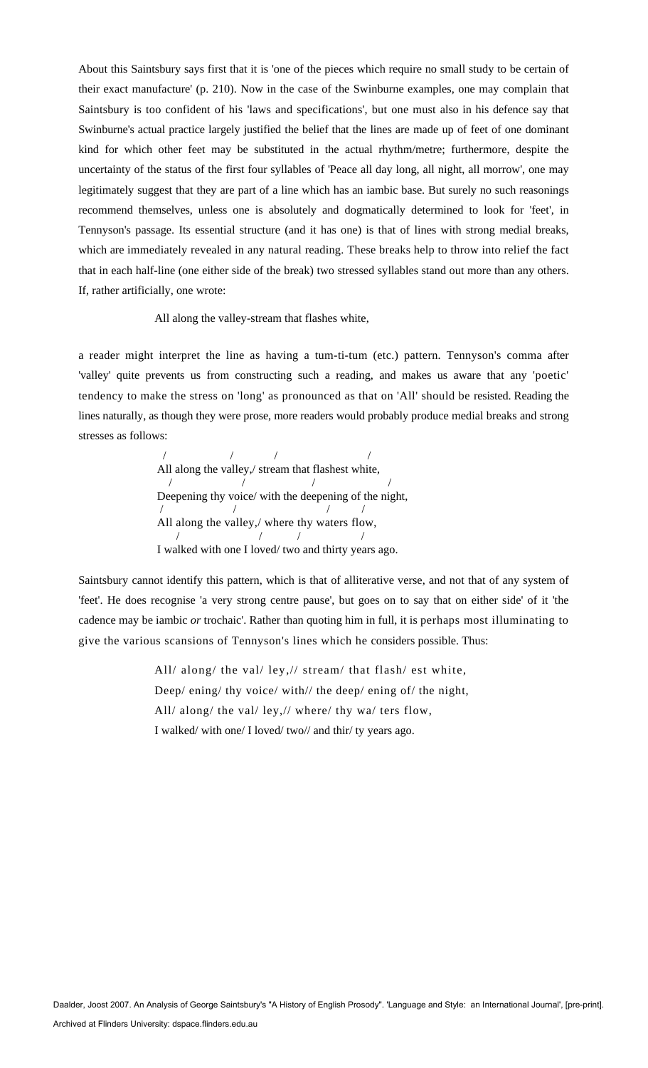About this Saintsbury says first that it is 'one of the pieces which require no small study to be certain of their exact manufacture' (p. 210). Now in the case of the Swinburne examples, one may complain that Saintsbury is too confident of his 'laws and specifications', but one must also in his defence say that Swinburne's actual practice largely justified the belief that the lines are made up of feet of one dominant kind for which other feet may be substituted in the actual rhythm/metre; furthermore, despite the uncertainty of the status of the first four syllables of 'Peace all day long, all night, all morrow', one may legitimately suggest that they are part of a line which has an iambic base. But surely no such reasonings recommend themselves, unless one is absolutely and dogmatically determined to look for 'feet', in Tennyson's passage. Its essential structure (and it has one) is that of lines with strong medial breaks, which are immediately revealed in any natural reading. These breaks help to throw into relief the fact that in each half-line (one either side of the break) two stressed syllables stand out more than any others. If, rather artificially, one wrote:

> All along the valley-stream that flashes white,

a reader might interpret the line as having a tum-ti-tum (etc.) pattern. Tennyson's comma after 'valley' quite prevents us from constructing such a reading, and makes us aware that any 'poetic' tendency to make the stress on 'long' as pronounced as that on 'All' should be resisted. Reading the lines naturally, as though they were prose, more readers would probably produce medial breaks and strong stresses as follows:

```
 /              /          /                      /
All along the valley,/ stream that flashest white,
   /                   /                /                    /
Deepening thy voice/ with the deepening of the night,
 /                   /                      /        /
All along the valley,/ where thy waters flow,
    /                        /          /               /
I walked with one I loved/ two and thirty years ago.
```

Saintsbury cannot identify this pattern, which is that of alliterative verse, and not that of any system of 'feet'. He does recognise 'a very strong centre pause', but goes on to say that on either side' of it 'the cadence may be iambic *or* trochaic'. Rather than quoting him in full, it is perhaps most illuminating to give the various scansions of Tennyson's lines which he considers possible. Thus:

> All/ along/ the val/ ley,// stream/ that flash/ est white,
> Deep/ ening/ thy voice/ with// the deep/ ening of/ the night,
> All/ along/ the val/ ley,// where/ thy wa/ ters flow,
> I walked/ with one/ I loved/ two// and thir/ ty years ago.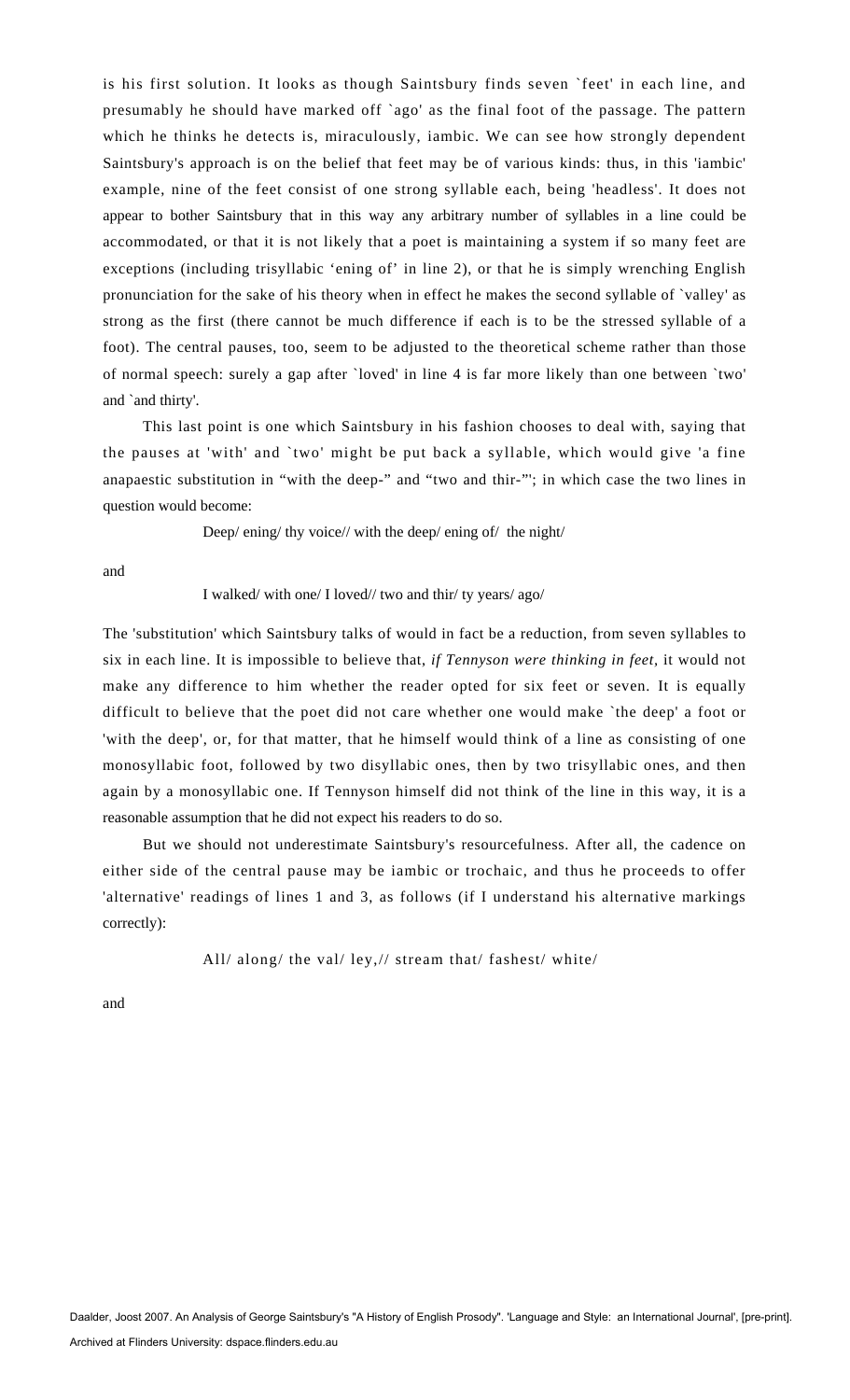is his first solution. It looks as though Saintsbury finds seven `feet' in each line, and presumably he should have marked off `ago' as the final foot of the passage. The pattern which he thinks he detects is, miraculously, iambic. We can see how strongly dependent Saintsbury's approach is on the belief that feet may be of various kinds: thus, in this 'iambic' example, nine of the feet consist of one strong syllable each, being 'headless'. It does not appear to bother Saintsbury that in this way any arbitrary number of syllables in a line could be accommodated, or that it is not likely that a poet is maintaining a system if so many feet are exceptions (including trisyllabic 'ening of' in line 2), or that he is simply wrenching English pronunciation for the sake of his theory when in effect he makes the second syllable of `valley' as strong as the first (there cannot be much difference if each is to be the stressed syllable of a foot). The central pauses, too, seem to be adjusted to the theoretical scheme rather than those of normal speech: surely a gap after `loved' in line 4 is far more likely than one between `two' and `and thirty'.

This last point is one which Saintsbury in his fashion chooses to deal with, saying that the pauses at 'with' and `two' might be put back a syllable, which would give 'a fine anapaestic substitution in "with the deep-" and "two and thir-"'; in which case the two lines in question would become:

> Deep/ ening/ thy voice// with the deep/ ening of/ the night/

and

> I walked/ with one/ I loved// two and thir/ ty years/ ago/

The 'substitution' which Saintsbury talks of would in fact be a reduction, from seven syllables to six in each line. It is impossible to believe that, *if Tennyson were thinking in feet*, it would not make any difference to him whether the reader opted for six feet or seven. It is equally difficult to believe that the poet did not care whether one would make `the deep' a foot or 'with the deep', or, for that matter, that he himself would think of a line as consisting of one monosyllabic foot, followed by two disyllabic ones, then by two trisyllabic ones, and then again by a monosyllabic one. If Tennyson himself did not think of the line in this way, it is a reasonable assumption that he did not expect his readers to do so.

But we should not underestimate Saintsbury's resourcefulness. After all, the cadence on either side of the central pause may be iambic or trochaic, and thus he proceeds to offer 'alternative' readings of lines 1 and 3, as follows (if I understand his alternative markings correctly):

> All/ along/ the val/ ley,// stream that/ fashest/ white/

and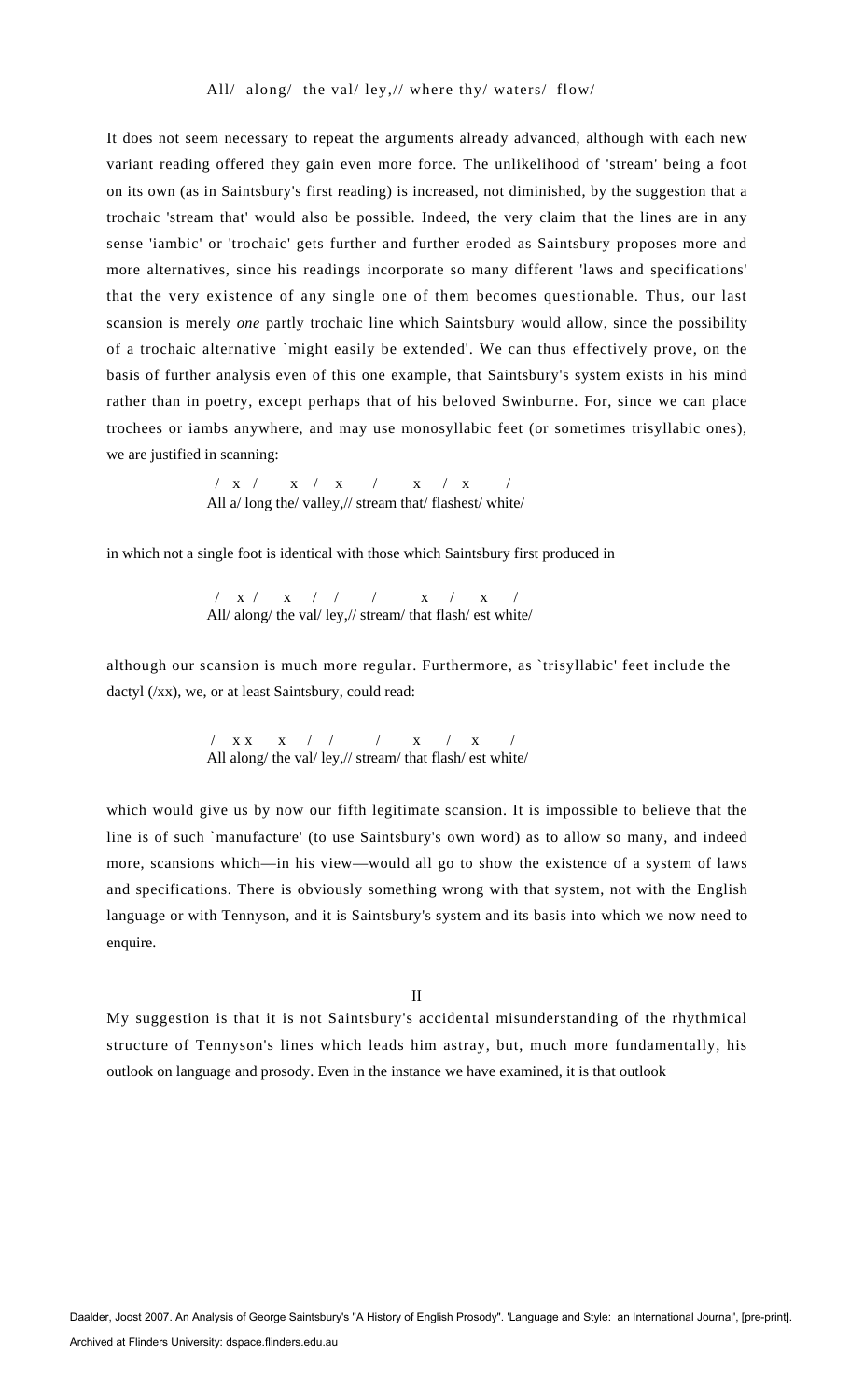All/ along/ the val/ ley,// where thy/ waters/ flow/

It does not seem necessary to repeat the arguments already advanced, although with each new variant reading offered they gain even more force. The unlikelihood of 'stream' being a foot on its own (as in Saintsbury's first reading) is increased, not diminished, by the suggestion that a trochaic 'stream that' would also be possible. Indeed, the very claim that the lines are in any sense 'iambic' or 'trochaic' gets further and further eroded as Saintsbury proposes more and more alternatives, since his readings incorporate so many different 'laws and specifications' that the very existence of any single one of them becomes questionable. Thus, our last scansion is merely *one* partly trochaic line which Saintsbury would allow, since the possibility of a trochaic alternative `might easily be extended'. We can thus effectively prove, on the basis of further analysis even of this one example, that Saintsbury's system exists in his mind rather than in poetry, except perhaps that of his beloved Swinburne. For, since we can place trochees or iambs anywhere, and may use monosyllabic feet (or sometimes trisyllabic ones), we are justified in scanning:

```
/  x  /     x  /  x     /      x   /  x      /
All a/ long the/ valley,// stream that/ flashest/ white/
```

in which not a single foot is identical with those which Saintsbury first produced in

```
/   x  /    x   /   /      /        x   /    x    /
All/ along/ the val/ ley,// stream/ that flash/ est white/
```

although our scansion is much more regular. Furthermore, as `trisyllabic' feet include the dactyl (/xx), we, or at least Saintsbury, could read:

```
/   x x     x   /   /       /       x    /    x     /
All along/ the val/ ley,// stream/ that flash/ est white/
```

which would give us by now our fifth legitimate scansion. It is impossible to believe that the line is of such `manufacture' (to use Saintsbury's own word) as to allow so many, and indeed more, scansions which—in his view—would all go to show the existence of a system of laws and specifications. There is obviously something wrong with that system, not with the English language or with Tennyson, and it is Saintsbury's system and its basis into which we now need to enquire.

## II

My suggestion is that it is not Saintsbury's accidental misunderstanding of the rhythmical structure of Tennyson's lines which leads him astray, but, much more fundamentally, his outlook on language and prosody. Even in the instance we have examined, it is that outlook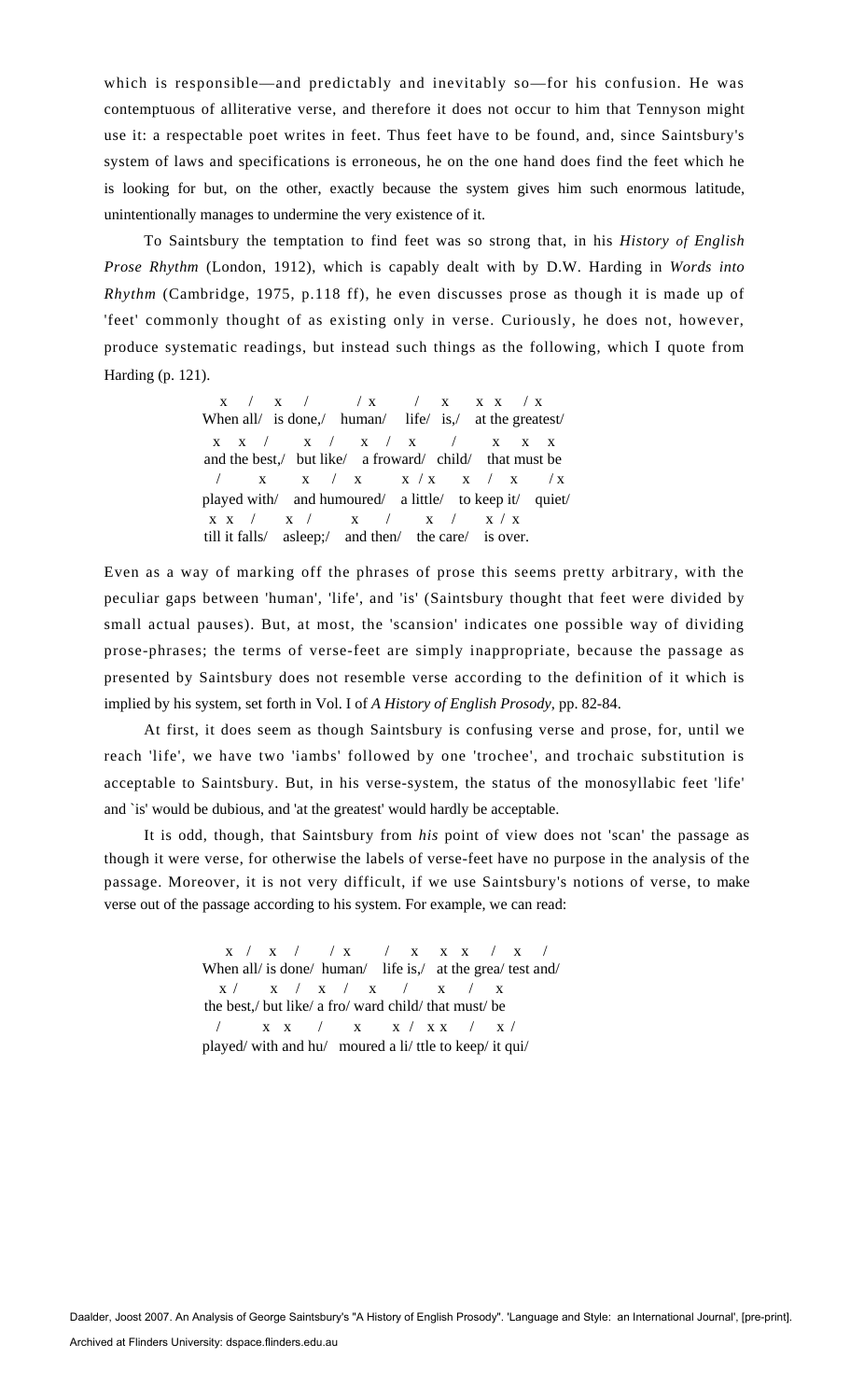which is responsible—and predictably and inevitably so—for his confusion. He was contemptuous of alliterative verse, and therefore it does not occur to him that Tennyson might use it: a respectable poet writes in feet. Thus feet have to be found, and, since Saintsbury's system of laws and specifications is erroneous, he on the one hand does find the feet which he is looking for but, on the other, exactly because the system gives him such enormous latitude, unintentionally manages to undermine the very existence of it.

To Saintsbury the temptation to find feet was so strong that, in his *History of English Prose Rhythm* (London, 1912), which is capably dealt with by D.W. Harding in *Words into Rhythm* (Cambridge, 1975, p.118 ff), he even discusses prose as though it is made up of 'feet' commonly thought of as existing only in verse. Curiously, he does not, however, produce systematic readings, but instead such things as the following, which I quote from Harding (p. 121).

```
  x  /   x  /       / x      /   x    x  x   / x
When all/  is done,/   human/    life/  is,/   at the greatest/
  x   x  /      x  /    x  /  x      /      x   x   x
and the best,/  but like/   a froward/  child/   that must be
  /      x      x   /  x      x / x    x  /  x     / x
played with/   and humoured/   a little/  to keep it/  quiet/
  x x   /     x  /      x    /      x   /     x / x
till it falls/   asleep;/   and then/   the care/   is over.
```

Even as a way of marking off the phrases of prose this seems pretty arbitrary, with the peculiar gaps between 'human', 'life', and 'is' (Saintsbury thought that feet were divided by small actual pauses). But, at most, the 'scansion' indicates one possible way of dividing prose-phrases; the terms of verse-feet are simply inappropriate, because the passage as presented by Saintsbury does not resemble verse according to the definition of it which is implied by his system, set forth in Vol. I of *A History of English Prosody*, pp. 82-84.

At first, it does seem as though Saintsbury is confusing verse and prose, for, until we reach 'life', we have two 'iambs' followed by one 'trochee', and trochaic substitution is acceptable to Saintsbury. But, in his verse-system, the status of the monosyllabic feet 'life' and `is' would be dubious, and 'at the greatest' would hardly be acceptable.

It is odd, though, that Saintsbury from *his* point of view does not 'scan' the passage as though it were verse, for otherwise the labels of verse-feet have no purpose in the analysis of the passage. Moreover, it is not very difficult, if we use Saintsbury's notions of verse, to make verse out of the passage according to his system. For example, we can read:

```
  x  /  x  /    / x      /   x   x  x   /  x   /
When all/ is done/  human/    life is,/   at the grea/ test and/
  x /      x  /  x  /   x     /     x   /   x
the best,/ but like/ a fro/ ward child/ that must/ be
  /       x  x    /     x      x  /  x x    /   x /
played/ with and hu/   moured a li/ ttle to keep/ it qui/
```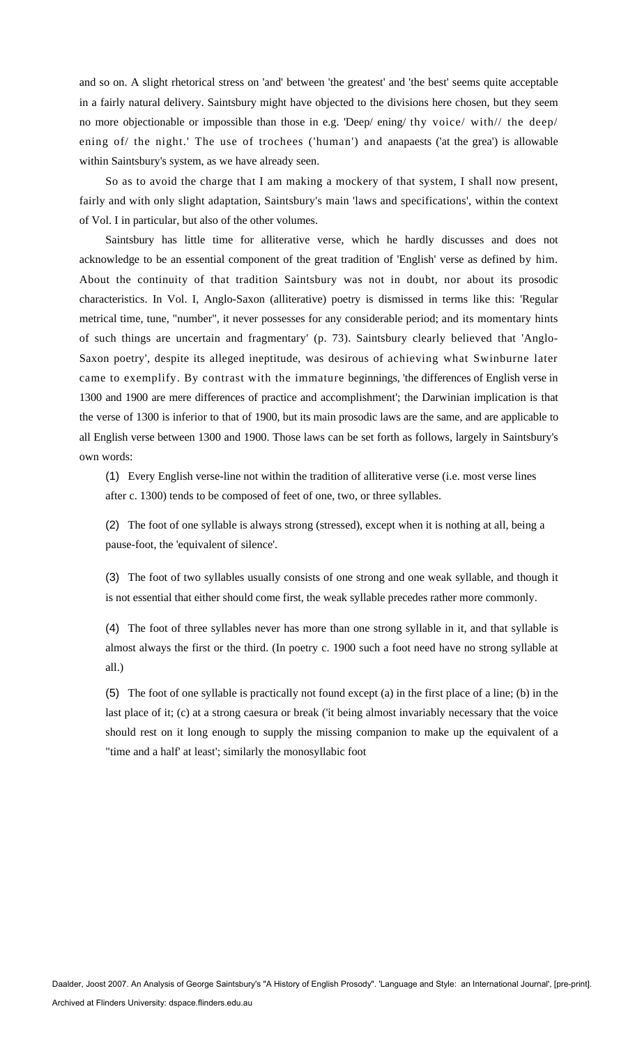and so on. A slight rhetorical stress on 'and' between 'the greatest' and 'the best' seems quite acceptable in a fairly natural delivery. Saintsbury might have objected to the divisions here chosen, but they seem no more objectionable or impossible than those in e.g. 'Deep/ ening/ thy voice/ with// the deep/ ening of/ the night.' The use of trochees ('human') and anapaests ('at the grea') is allowable within Saintsbury's system, as we have already seen.

So as to avoid the charge that I am making a mockery of that system, I shall now present, fairly and with only slight adaptation, Saintsbury's main 'laws and specifications', within the context of Vol. I in particular, but also of the other volumes.

Saintsbury has little time for alliterative verse, which he hardly discusses and does not acknowledge to be an essential component of the great tradition of 'English' verse as defined by him. About the continuity of that tradition Saintsbury was not in doubt, nor about its prosodic characteristics. In Vol. I, Anglo-Saxon (alliterative) poetry is dismissed in terms like this: 'Regular metrical time, tune, "number", it never possesses for any considerable period; and its momentary hints of such things are uncertain and fragmentary' (p. 73). Saintsbury clearly believed that 'Anglo-Saxon poetry', despite its alleged ineptitude, was desirous of achieving what Swinburne later came to exemplify. By contrast with the immature beginnings, 'the differences of English verse in 1300 and 1900 are mere differences of practice and accomplishment'; the Darwinian implication is that the verse of 1300 is inferior to that of 1900, but its main prosodic laws are the same, and are applicable to all English verse between 1300 and 1900. Those laws can be set forth as follows, largely in Saintsbury's own words:

(1) Every English verse-line not within the tradition of alliterative verse (i.e. most verse lines after c. 1300) tends to be composed of feet of one, two, or three syllables.

(2) The foot of one syllable is always strong (stressed), except when it is nothing at all, being a pause-foot, the 'equivalent of silence'.

(3) The foot of two syllables usually consists of one strong and one weak syllable, and though it is not essential that either should come first, the weak syllable precedes rather more commonly.

(4) The foot of three syllables never has more than one strong syllable in it, and that syllable is almost always the first or the third. (In poetry c. 1900 such a foot need have no strong syllable at all.)

(5) The foot of one syllable is practically not found except (a) in the first place of a line; (b) in the last place of it; (c) at a strong caesura or break ('it being almost invariably necessary that the voice should rest on it long enough to supply the missing companion to make up the equivalent of a "time and a half' at least'; similarly the monosyllabic foot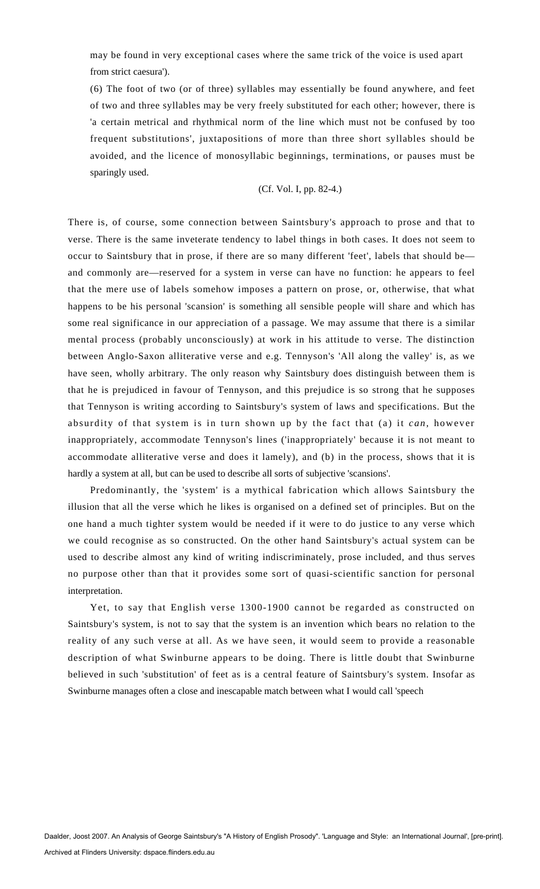may be found in very exceptional cases where the same trick of the voice is used apart from strict caesura').

(6) The foot of two (or of three) syllables may essentially be found anywhere, and feet of two and three syllables may be very freely substituted for each other; however, there is 'a certain metrical and rhythmical norm of the line which must not be confused by too frequent substitutions', juxtapositions of more than three short syllables should be avoided, and the licence of monosyllabic beginnings, terminations, or pauses must be sparingly used.

(Cf. Vol. I, pp. 82-4.)

There is, of course, some connection between Saintsbury's approach to prose and that to verse. There is the same inveterate tendency to label things in both cases. It does not seem to occur to Saintsbury that in prose, if there are so many different 'feet', labels that should be—and commonly are—reserved for a system in verse can have no function: he appears to feel that the mere use of labels somehow imposes a pattern on prose, or, otherwise, that what happens to be his personal 'scansion' is something all sensible people will share and which has some real significance in our appreciation of a passage. We may assume that there is a similar mental process (probably unconsciously) at work in his attitude to verse. The distinction between Anglo-Saxon alliterative verse and e.g. Tennyson's 'All along the valley' is, as we have seen, wholly arbitrary. The only reason why Saintsbury does distinguish between them is that he is prejudiced in favour of Tennyson, and this prejudice is so strong that he supposes that Tennyson is writing according to Saintsbury's system of laws and specifications. But the absurdity of that system is in turn shown up by the fact that (a) it *can*, however inappropriately, accommodate Tennyson's lines ('inappropriately' because it is not meant to accommodate alliterative verse and does it lamely), and (b) in the process, shows that it is hardly a system at all, but can be used to describe all sorts of subjective 'scansions'.

Predominantly, the 'system' is a mythical fabrication which allows Saintsbury the illusion that all the verse which he likes is organised on a defined set of principles. But on the one hand a much tighter system would be needed if it were to do justice to any verse which we could recognise as so constructed. On the other hand Saintsbury's actual system can be used to describe almost any kind of writing indiscriminately, prose included, and thus serves no purpose other than that it provides some sort of quasi-scientific sanction for personal interpretation.

Yet, to say that English verse 1300-1900 cannot be regarded as constructed on Saintsbury's system, is not to say that the system is an invention which bears no relation to the reality of any such verse at all. As we have seen, it would seem to provide a reasonable description of what Swinburne appears to be doing. There is little doubt that Swinburne believed in such 'substitution' of feet as is a central feature of Saintsbury's system. Insofar as Swinburne manages often a close and inescapable match between what I would call 'speech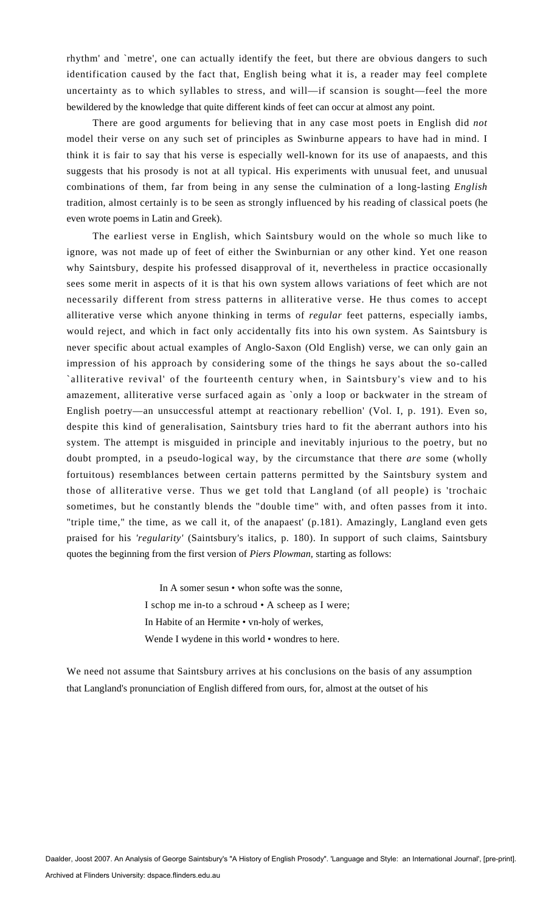rhythm' and `metre', one can actually identify the feet, but there are obvious dangers to such identification caused by the fact that, English being what it is, a reader may feel complete uncertainty as to which syllables to stress, and will—if scansion is sought—feel the more bewildered by the knowledge that quite different kinds of feet can occur at almost any point.

There are good arguments for believing that in any case most poets in English did *not* model their verse on any such set of principles as Swinburne appears to have had in mind. I think it is fair to say that his verse is especially well-known for its use of anapaests, and this suggests that his prosody is not at all typical. His experiments with unusual feet, and unusual combinations of them, far from being in any sense the culmination of a long-lasting *English* tradition, almost certainly is to be seen as strongly influenced by his reading of classical poets (he even wrote poems in Latin and Greek).

The earliest verse in English, which Saintsbury would on the whole so much like to ignore, was not made up of feet of either the Swinburnian or any other kind. Yet one reason why Saintsbury, despite his professed disapproval of it, nevertheless in practice occasionally sees some merit in aspects of it is that his own system allows variations of feet which are not necessarily different from stress patterns in alliterative verse. He thus comes to accept alliterative verse which anyone thinking in terms of *regular* feet patterns, especially iambs, would reject, and which in fact only accidentally fits into his own system. As Saintsbury is never specific about actual examples of Anglo-Saxon (Old English) verse, we can only gain an impression of his approach by considering some of the things he says about the so-called `alliterative revival' of the fourteenth century when, in Saintsbury's view and to his amazement, alliterative verse surfaced again as `only a loop or backwater in the stream of English poetry—an unsuccessful attempt at reactionary rebellion' (Vol. I, p. 191). Even so, despite this kind of generalisation, Saintsbury tries hard to fit the aberrant authors into his system. The attempt is misguided in principle and inevitably injurious to the poetry, but no doubt prompted, in a pseudo-logical way, by the circumstance that there *are* some (wholly fortuitous) resemblances between certain patterns permitted by the Saintsbury system and those of alliterative verse. Thus we get told that Langland (of all people) is 'trochaic sometimes, but he constantly blends the "double time" with, and often passes from it into. "triple time," the time, as we call it, of the anapaest' (p.181). Amazingly, Langland even gets praised for his '*regularity*' (Saintsbury's italics, p. 180). In support of such claims, Saintsbury quotes the beginning from the first version of *Piers Plowman*, starting as follows:

> In A somer sesun • whon softe was the sonne,
> I schop me in-to a schroud • A scheep as I were;
> In Habite of an Hermite • vn-holy of werkes,
> Wende I wydene in this world • wondres to here.

We need not assume that Saintsbury arrives at his conclusions on the basis of any assumption that Langland's pronunciation of English differed from ours, for, almost at the outset of his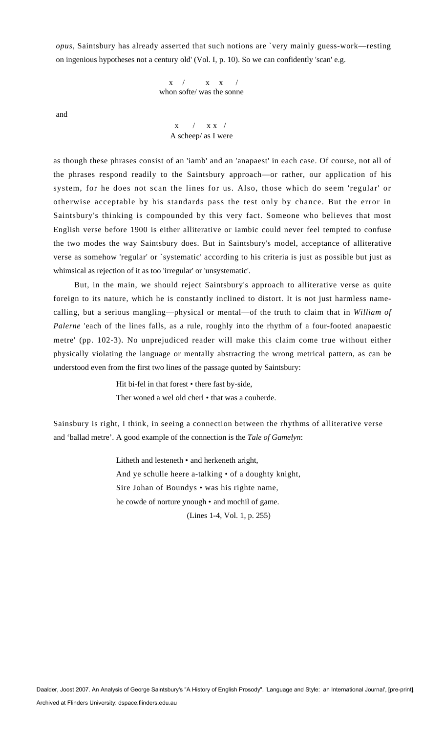*opus,* Saintsbury has already asserted that such notions are `very mainly guess-work—resting on ingenious hypotheses not a century old' (Vol. I, p. 10). So we can confidently 'scan' e.g.

```
 x   /      x  x    /
whon softe/ was the sonne
```

and

```
  x    /   x x  /
A scheep/ as I were
```

as though these phrases consist of an 'iamb' and an 'anapaest' in each case. Of course, not all of the phrases respond readily to the Saintsbury approach—or rather, our application of his system, for he does not scan the lines for us. Also, those which do seem 'regular' or otherwise acceptable by his standards pass the test only by chance. But the error in Saintsbury's thinking is compounded by this very fact. Someone who believes that most English verse before 1900 is either alliterative or iambic could never feel tempted to confuse the two modes the way Saintsbury does. But in Saintsbury's model, acceptance of alliterative verse as somehow 'regular' or `systematic' according to his criteria is just as possible but just as whimsical as rejection of it as too 'irregular' or 'unsystematic'.

But, in the main, we should reject Saintsbury's approach to alliterative verse as quite foreign to its nature, which he is constantly inclined to distort. It is not just harmless name-calling, but a serious mangling—physical or mental—of the truth to claim that in *William of Palerne* 'each of the lines falls, as a rule, roughly into the rhythm of a four-footed anapaestic metre' (pp. 102-3). No unprejudiced reader will make this claim come true without either physically violating the language or mentally abstracting the wrong metrical pattern, as can be understood even from the first two lines of the passage quoted by Saintsbury:

> Hit bi-fel in that forest • there fast by-side,
> Ther woned a wel old cherl • that was a couherde.

Sainsbury is right, I think, in seeing a connection between the rhythms of alliterative verse and 'ballad metre'. A good example of the connection is the *Tale of Gamelyn*:

> Litheth and lesteneth • and herkeneth aright,
> And ye schulle heere a-talking • of a doughty knight,
> Sire Johan of Boundys • was his righte name,
> he cowde of norture ynough • and mochil of game.
>
> (Lines 1-4, Vol. 1, p. 255)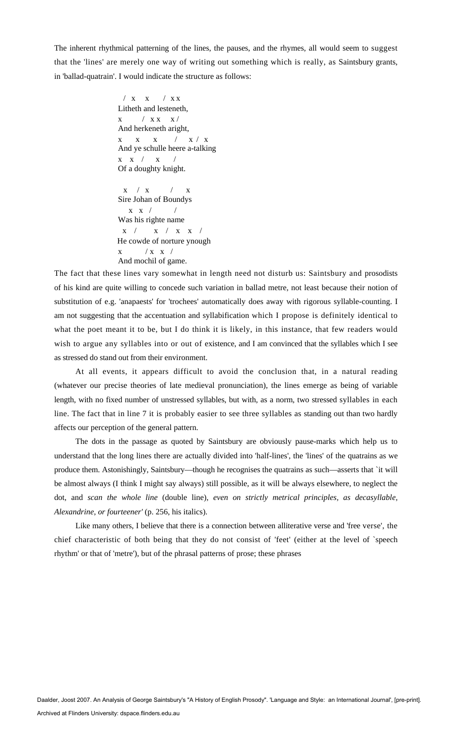The inherent rhythmical patterning of the lines, the pauses, and the rhymes, all would seem to suggest that the 'lines' are merely one way of writing out something which is really, as Saintsbury grants, in 'ballad-quatrain'. I would indicate the structure as follows:

```
 /  x   x     /  x x
Litheth and lesteneth,
x        /  x x    x /
And herkeneth aright,
x      x      x       /    x  /  x
And ye schulle heere a-talking
x   x   /     x      /
Of a doughty knight.

  x   /  x          /       x
Sire Johan of Boundys
   x  x  /          /
Was his righte name
  x   /        x   /   x   x   /
He cowde of norture ynough
x          / x  x  /
And mochil of game.
```

The fact that these lines vary somewhat in length need not disturb us: Saintsbury and prosodists of his kind are quite willing to concede such variation in ballad metre, not least because their notion of substitution of e.g. 'anapaests' for 'trochees' automatically does away with rigorous syllable-counting. I am not suggesting that the accentuation and syllabification which I propose is definitely identical to what the poet meant it to be, but I do think it is likely, in this instance, that few readers would wish to argue any syllables into or out of existence, and I am convinced that the syllables which I see as stressed do stand out from their environment.

At all events, it appears difficult to avoid the conclusion that, in a natural reading (whatever our precise theories of late medieval pronunciation), the lines emerge as being of variable length, with no fixed number of unstressed syllables, but with, as a norm, two stressed syllables in each line. The fact that in line 7 it is probably easier to see three syllables as standing out than two hardly affects our perception of the general pattern.

The dots in the passage as quoted by Saintsbury are obviously pause-marks which help us to understand that the long lines there are actually divided into 'half-lines', the 'lines' of the quatrains as we produce them. Astonishingly, Saintsbury—though he recognises the quatrains as such—asserts that `it will be almost always (I think I might say always) still possible, as it will be always elsewhere, to neglect the dot, and *scan the whole line* (double line), *even on strictly metrical principles, as decasyllable, Alexandrine, or fourteener'* (p. 256, his italics).

Like many others, I believe that there is a connection between alliterative verse and 'free verse', the chief characteristic of both being that they do not consist of 'feet' (either at the level of `speech rhythm' or that of 'metre'), but of the phrasal patterns of prose; these phrases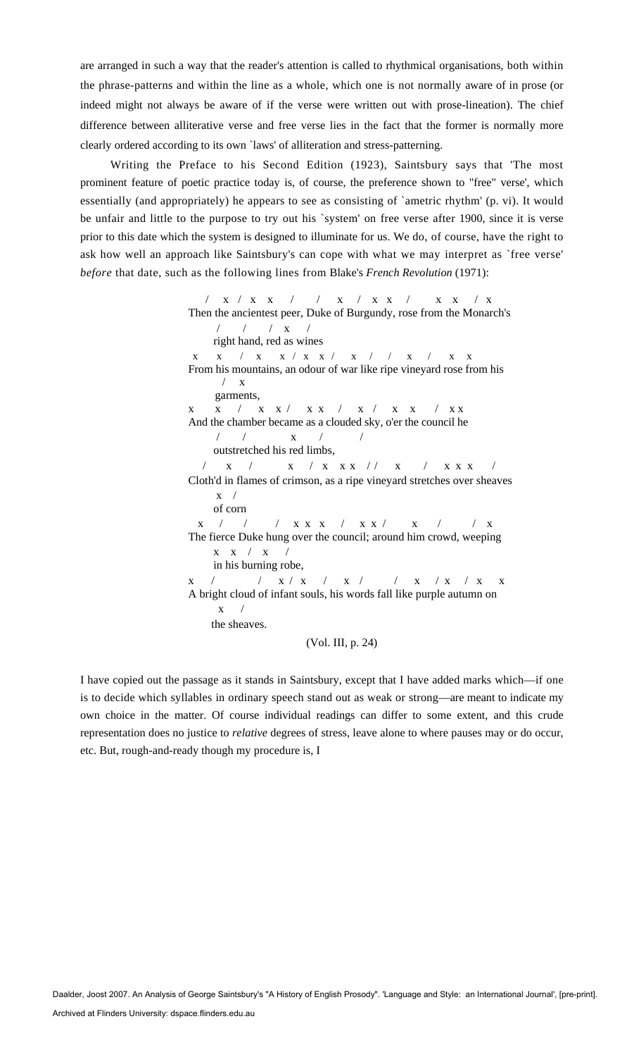are arranged in such a way that the reader's attention is called to rhythmical organisations, both within the phrase-patterns and within the line as a whole, which one is not normally aware of in prose (or indeed might not always be aware of if the verse were written out with prose-lineation). The chief difference between alliterative verse and free verse lies in the fact that the former is normally more clearly ordered according to its own `laws' of alliteration and stress-patterning.

Writing the Preface to his Second Edition (1923), Saintsbury says that 'The most prominent feature of poetic practice today is, of course, the preference shown to "free" verse', which essentially (and appropriately) he appears to see as consisting of `ametric rhythm' (p. vi). It would be unfair and little to the purpose to try out his `system' on free verse after 1900, since it is verse prior to this date which the system is designed to illuminate for us. We do, of course, have the right to ask how well an approach like Saintsbury's can cope with what we may interpret as `free verse' *before* that date, such as the following lines from Blake's *French Revolution* (1971):

```
   /  x  /  x  x    /    /   x   /  x  x   /      x  x   /  x
Then the ancientest peer, Duke of Burgundy, rose from the Monarch's
       /     /    /  x   /
      right hand, red as wines
 x    x    /   x    x  /  x  x  /   x   /   /   x   /    x   x
From his mountains, an odour of war like ripe vineyard rose from his
       /    x
      garments,
x     x    /    x   x /    x x    /    x  /    x   x     /  x x
And the chamber became as a clouded sky, o'er the council he
       /     /           x      /          /
      outstretched his red limbs,
   /     x    /          x    /  x   x x   / /    x      /    x x x    /
Cloth'd in flames of crimson, as a ripe vineyard stretches over sheaves
       x   /
      of corn
  x    /     /       /   x x  x    /   x x /       x      /        /   x
The fierce Duke hung over the council; around him crowd, weeping
      x   x   /   x    /
      in his burning robe,
x    /            /    x  /  x    /    x   /       /    x    /  x    /  x    x
A bright cloud of infant souls, his words fall like purple autumn on
       x    /
      the sheaves.
```

(Vol. III, p. 24)

I have copied out the passage as it stands in Saintsbury, except that I have added marks which—if one is to decide which syllables in ordinary speech stand out as weak or strong—are meant to indicate my own choice in the matter. Of course individual readings can differ to some extent, and this crude representation does no justice to *relative* degrees of stress, leave alone to where pauses may or do occur, etc. But, rough-and-ready though my procedure is, I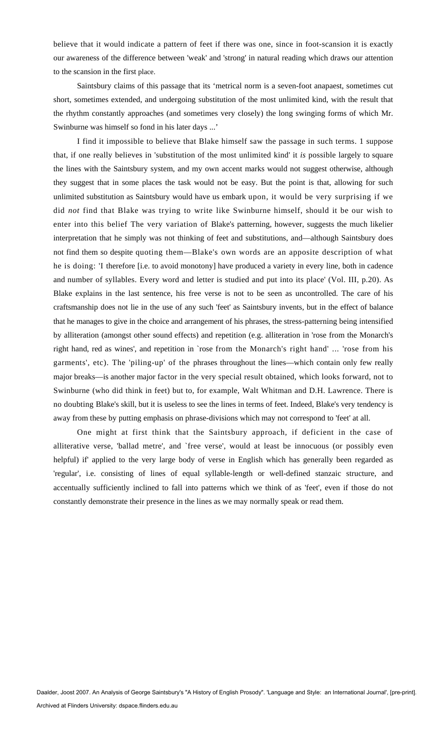believe that it would indicate a pattern of feet if there was one, since in foot-scansion it is exactly our awareness of the difference between 'weak' and 'strong' in natural reading which draws our attention to the scansion in the first place.

Saintsbury claims of this passage that its 'metrical norm is a seven-foot anapaest, sometimes cut short, sometimes extended, and undergoing substitution of the most unlimited kind, with the result that the rhythm constantly approaches (and sometimes very closely) the long swinging forms of which Mr. Swinburne was himself so fond in his later days ...'

I find it impossible to believe that Blake himself saw the passage in such terms. 1 suppose that, if one really believes in 'substitution of the most unlimited kind' it *is* possible largely to square the lines with the Saintsbury system, and my own accent marks would not suggest otherwise, although they suggest that in some places the task would not be easy. But the point is that, allowing for such unlimited substitution as Saintsbury would have us embark upon, it would be very surprising if we did *not* find that Blake was trying to write like Swinburne himself, should it be our wish to enter into this belief The very variation of Blake's patterning, however, suggests the much likelier interpretation that he simply was not thinking of feet and substitutions, and—although Saintsbury does not find them so despite quoting them—Blake's own words are an apposite description of what he is doing: 'I therefore [i.e. to avoid monotony] have produced a variety in every line, both in cadence and number of syllables. Every word and letter is studied and put into its place' (Vol. III, p.20). As Blake explains in the last sentence, his free verse is not to be seen as uncontrolled. The care of his craftsmanship does not lie in the use of any such 'feet' as Saintsbury invents, but in the effect of balance that he manages to give in the choice and arrangement of his phrases, the stress-patterning being intensified by alliteration (amongst other sound effects) and repetition (e.g. alliteration in 'rose from the Monarch's right hand, red as wines', and repetition in `rose from the Monarch's right hand' ... 'rose from his garments', etc). The 'piling-up' of the phrases throughout the lines—which contain only few really major breaks—is another major factor in the very special result obtained, which looks forward, not to Swinburne (who did think in feet) but to, for example, Walt Whitman and D.H. Lawrence. There is no doubting Blake's skill, but it is useless to see the lines in terms of feet. Indeed, Blake's very tendency is away from these by putting emphasis on phrase-divisions which may not correspond to 'feet' at all.

One might at first think that the Saintsbury approach, if deficient in the case of alliterative verse, 'ballad metre', and `free verse', would at least be innocuous (or possibly even helpful) if' applied to the very large body of verse in English which has generally been regarded as 'regular', i.e. consisting of lines of equal syllable-length or well-defined stanzaic structure, and accentually sufficiently inclined to fall into patterns which we think of as 'feet', even if those do not constantly demonstrate their presence in the lines as we may normally speak or read them.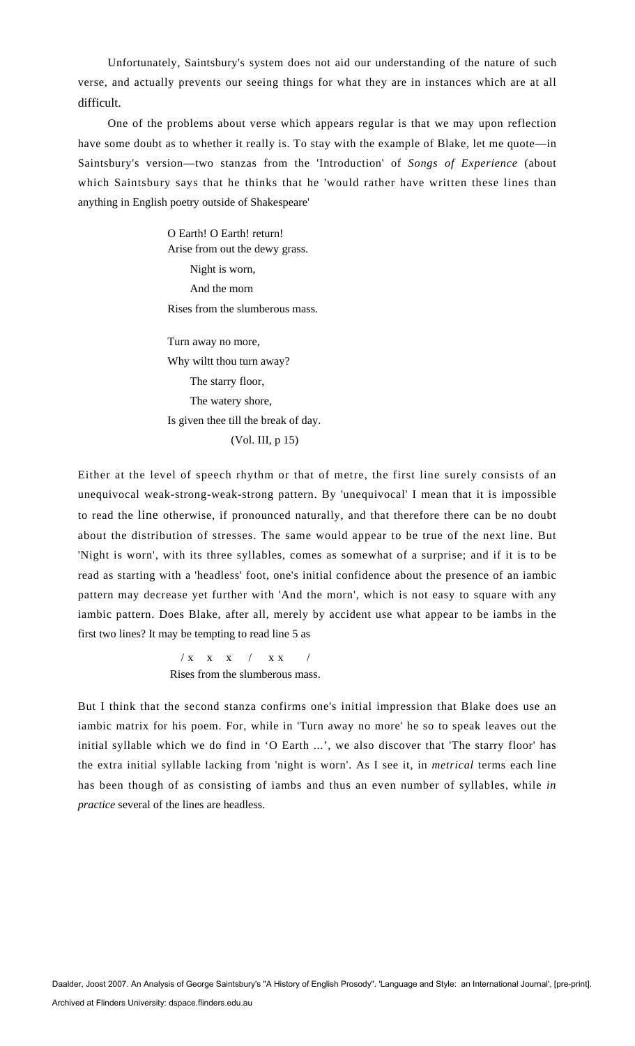Unfortunately, Saintsbury's system does not aid our understanding of the nature of such verse, and actually prevents our seeing things for what they are in instances which are at all difficult.

One of the problems about verse which appears regular is that we may upon reflection have some doubt as to whether it really is. To stay with the example of Blake, let me quote—in Saintsbury's version—two stanzas from the 'Introduction' of *Songs of Experience* (about which Saintsbury says that he thinks that he 'would rather have written these lines than anything in English poetry outside of Shakespeare'

> O Earth! O Earth! return!
> Arise from out the dewy grass.
> Night is worn,
> And the morn
> Rises from the slumberous mass.
>
> Turn away no more,
> Why wiltt thou turn away?
> The starry floor,
> The watery shore,
> Is given thee till the break of day.
> (Vol. III, p 15)

Either at the level of speech rhythm or that of metre, the first line surely consists of an unequivocal weak-strong-weak-strong pattern. By 'unequivocal' I mean that it is impossible to read the line otherwise, if pronounced naturally, and that therefore there can be no doubt about the distribution of stresses. The same would appear to be true of the next line. But 'Night is worn', with its three syllables, comes as somewhat of a surprise; and if it is to be read as starting with a 'headless' foot, one's initial confidence about the presence of an iambic pattern may decrease yet further with 'And the morn', which is not easy to square with any iambic pattern. Does Blake, after all, merely by accident use what appear to be iambs in the first two lines? It may be tempting to read line 5 as

```
/ x   x   x   /   x x    /
Rises from the slumberous mass.
```

But I think that the second stanza confirms one's initial impression that Blake does use an iambic matrix for his poem. For, while in 'Turn away no more' he so to speak leaves out the initial syllable which we do find in 'O Earth ...', we also discover that 'The starry floor' has the extra initial syllable lacking from 'night is worn'. As I see it, in *metrical* terms each line has been though of as consisting of iambs and thus an even number of syllables, while *in practice* several of the lines are headless.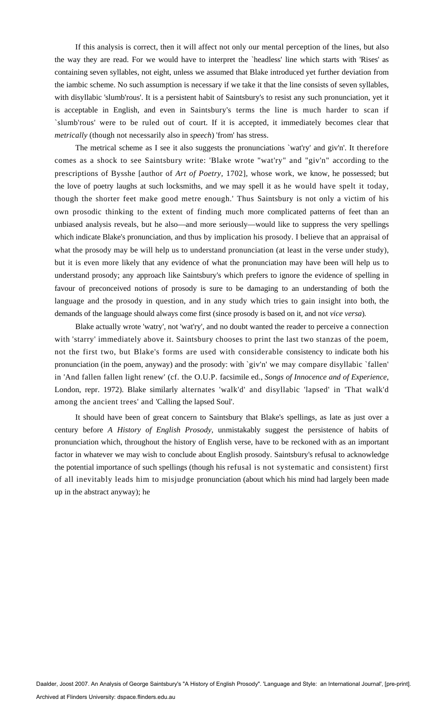If this analysis is correct, then it will affect not only our mental perception of the lines, but also the way they are read. For we would have to interpret the `headless' line which starts with 'Rises' as containing seven syllables, not eight, unless we assumed that Blake introduced yet further deviation from the iambic scheme. No such assumption is necessary if we take it that the line consists of seven syllables, with disyllabic 'slumb'rous'. It is a persistent habit of Saintsbury's to resist any such pronunciation, yet it is acceptable in English, and even in Saintsbury's terms the line is much harder to scan if `slumb'rous' were to be ruled out of court. If it is accepted, it immediately becomes clear that *metrically* (though not necessarily also in *speech*) 'from' has stress.

The metrical scheme as I see it also suggests the pronunciations `wat'ry' and giv'n'. It therefore comes as a shock to see Saintsbury write: 'Blake wrote "wat'ry" and "giv'n" according to the prescriptions of Bysshe [author of *Art of Poetry*, 1702], whose work, we know, he possessed; but the love of poetry laughs at such locksmiths, and we may spell it as he would have spelt it today, though the shorter feet make good metre enough.' Thus Saintsbury is not only a victim of his own prosodic thinking to the extent of finding much more complicated patterns of feet than an unbiased analysis reveals, but he also—and more seriously—would like to suppress the very spellings which indicate Blake's pronunciation, and thus by implication his prosody. I believe that an appraisal of what the prosody may be will help us to understand pronunciation (at least in the verse under study), but it is even more likely that any evidence of what the pronunciation may have been will help us to understand prosody; any approach like Saintsbury's which prefers to ignore the evidence of spelling in favour of preconceived notions of prosody is sure to be damaging to an understanding of both the language and the prosody in question, and in any study which tries to gain insight into both, the demands of the language should always come first (since prosody is based on it, and not *vice versa*).

Blake actually wrote 'watry', not 'wat'ry', and no doubt wanted the reader to perceive a connection with 'starry' immediately above it. Saintsbury chooses to print the last two stanzas of the poem, not the first two, but Blake's forms are used with considerable consistency to indicate both his pronunciation (in the poem, anyway) and the prosody: with `giv'n' we may compare disyllabic `fallen' in 'And fallen fallen light renew' (cf. the O.U.P. facsimile ed., *Songs of Innocence and of Experience*, London, repr. 1972). Blake similarly alternates 'walk'd' and disyllabic 'lapsed' in 'That walk'd among the ancient trees' and 'Calling the lapsed Soul'.

It should have been of great concern to Saintsbury that Blake's spellings, as late as just over a century before *A History of English Prosody*, unmistakably suggest the persistence of habits of pronunciation which, throughout the history of English verse, have to be reckoned with as an important factor in whatever we may wish to conclude about English prosody. Saintsbury's refusal to acknowledge the potential importance of such spellings (though his refusal is not systematic and consistent) first of all inevitably leads him to misjudge pronunciation (about which his mind had largely been made up in the abstract anyway); he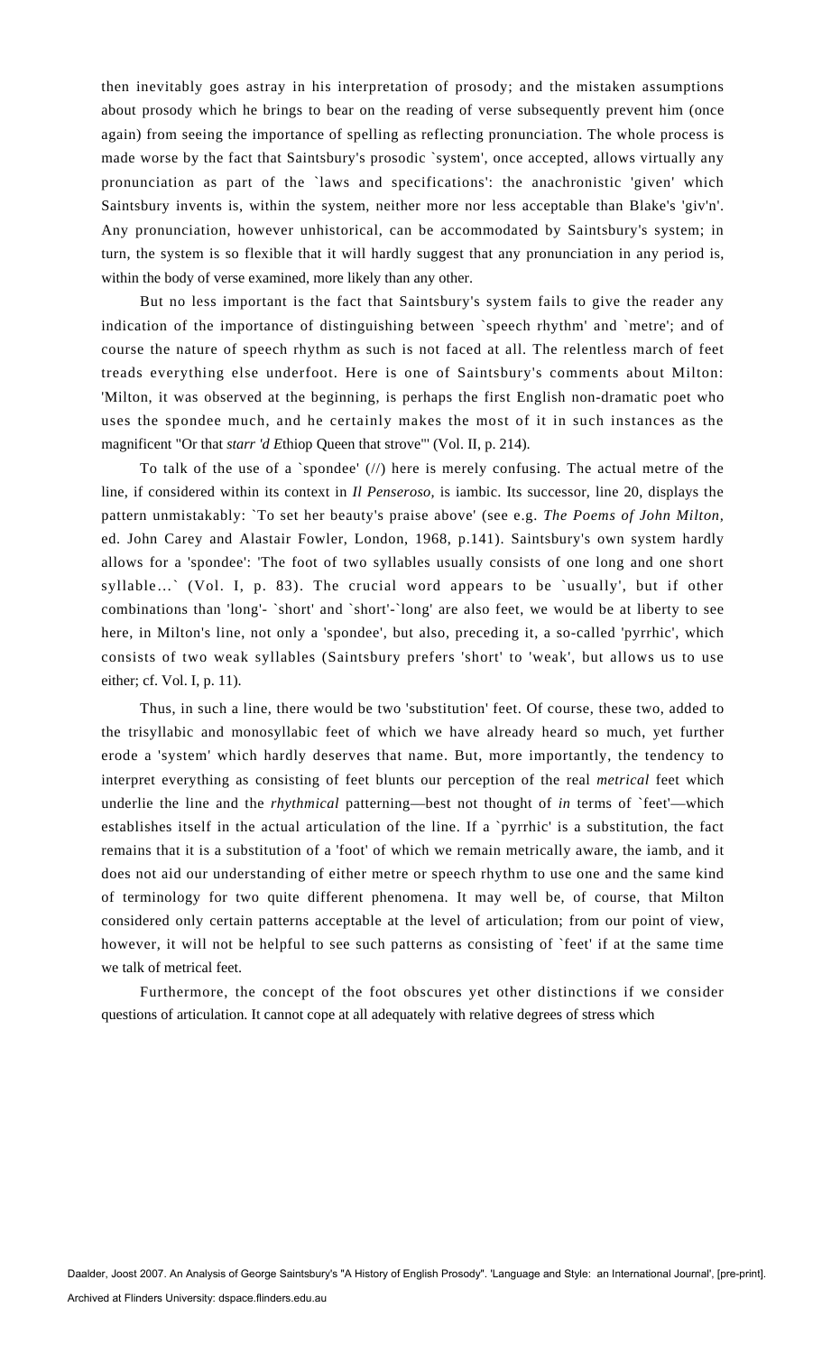then inevitably goes astray in his interpretation of prosody; and the mistaken assumptions about prosody which he brings to bear on the reading of verse subsequently prevent him (once again) from seeing the importance of spelling as reflecting pronunciation. The whole process is made worse by the fact that Saintsbury's prosodic `system', once accepted, allows virtually any pronunciation as part of the `laws and specifications': the anachronistic 'given' which Saintsbury invents is, within the system, neither more nor less acceptable than Blake's 'giv'n'. Any pronunciation, however unhistorical, can be accommodated by Saintsbury's system; in turn, the system is so flexible that it will hardly suggest that any pronunciation in any period is, within the body of verse examined, more likely than any other.

But no less important is the fact that Saintsbury's system fails to give the reader any indication of the importance of distinguishing between `speech rhythm' and `metre'; and of course the nature of speech rhythm as such is not faced at all. The relentless march of feet treads everything else underfoot. Here is one of Saintsbury's comments about Milton: 'Milton, it was observed at the beginning, is perhaps the first English non-dramatic poet who uses the spondee much, and he certainly makes the most of it in such instances as the magnificent "Or that *starr 'd E*thiop Queen that strove"' (Vol. II, p. 214).

To talk of the use of a `spondee' (//) here is merely confusing. The actual metre of the line, if considered within its context in *Il Penseroso,* is iambic. Its successor, line 20, displays the pattern unmistakably: `To set her beauty's praise above' (see e.g. *The Poems of John Milton,* ed. John Carey and Alastair Fowler, London, 1968, p.141). Saintsbury's own system hardly allows for a 'spondee': 'The foot of two syllables usually consists of one long and one short syllable…` (Vol. I, p. 83). The crucial word appears to be `usually', but if other combinations than 'long'- `short' and `short'-`long' are also feet, we would be at liberty to see here, in Milton's line, not only a 'spondee', but also, preceding it, a so-called 'pyrrhic', which consists of two weak syllables (Saintsbury prefers 'short' to 'weak', but allows us to use either; cf. Vol. I, p. 11).

Thus, in such a line, there would be two 'substitution' feet. Of course, these two, added to the trisyllabic and monosyllabic feet of which we have already heard so much, yet further erode a 'system' which hardly deserves that name. But, more importantly, the tendency to interpret everything as consisting of feet blunts our perception of the real *metrical* feet which underlie the line and the *rhythmical* patterning—best not thought of *in* terms of `feet'—which establishes itself in the actual articulation of the line. If a `pyrrhic' is a substitution, the fact remains that it is a substitution of a 'foot' of which we remain metrically aware, the iamb, and it does not aid our understanding of either metre or speech rhythm to use one and the same kind of terminology for two quite different phenomena. It may well be, of course, that Milton considered only certain patterns acceptable at the level of articulation; from our point of view, however, it will not be helpful to see such patterns as consisting of `feet' if at the same time we talk of metrical feet.

Furthermore, the concept of the foot obscures yet other distinctions if we consider questions of articulation. It cannot cope at all adequately with relative degrees of stress which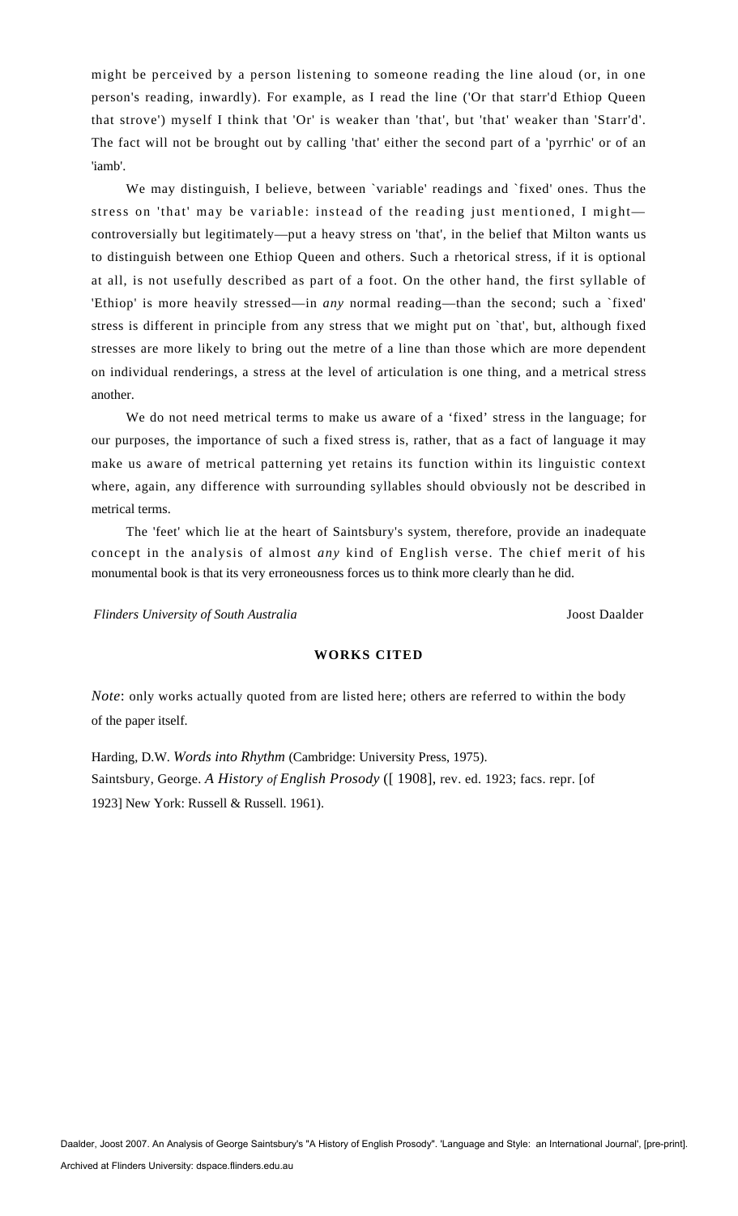might be perceived by a person listening to someone reading the line aloud (or, in one person's reading, inwardly). For example, as I read the line ('Or that starr'd Ethiop Queen that strove') myself I think that 'Or' is weaker than 'that', but 'that' weaker than 'Starr'd'. The fact will not be brought out by calling 'that' either the second part of a 'pyrrhic' or of an 'iamb'.

We may distinguish, I believe, between `variable' readings and `fixed' ones. Thus the stress on 'that' may be variable: instead of the reading just mentioned, I might—controversially but legitimately—put a heavy stress on 'that', in the belief that Milton wants us to distinguish between one Ethiop Queen and others. Such a rhetorical stress, if it is optional at all, is not usefully described as part of a foot. On the other hand, the first syllable of 'Ethiop' is more heavily stressed—in *any* normal reading—than the second; such a `fixed' stress is different in principle from any stress that we might put on `that', but, although fixed stresses are more likely to bring out the metre of a line than those which are more dependent on individual renderings, a stress at the level of articulation is one thing, and a metrical stress another.

We do not need metrical terms to make us aware of a 'fixed' stress in the language; for our purposes, the importance of such a fixed stress is, rather, that as a fact of language it may make us aware of metrical patterning yet retains its function within its linguistic context where, again, any difference with surrounding syllables should obviously not be described in metrical terms.

The 'feet' which lie at the heart of Saintsbury's system, therefore, provide an inadequate concept in the analysis of almost *any* kind of English verse. The chief merit of his monumental book is that its very erroneousness forces us to think more clearly than he did.

*Flinders University of South Australia* Joost Daalder

## WORKS CITED

*Note*: only works actually quoted from are listed here; others are referred to within the body of the paper itself.

Harding, D.W. *Words into Rhythm* (Cambridge: University Press, 1975).
Saintsbury, George. *A History of English Prosody* ([ 1908], rev. ed. 1923; facs. repr. [of 1923] New York: Russell & Russell. 1961).